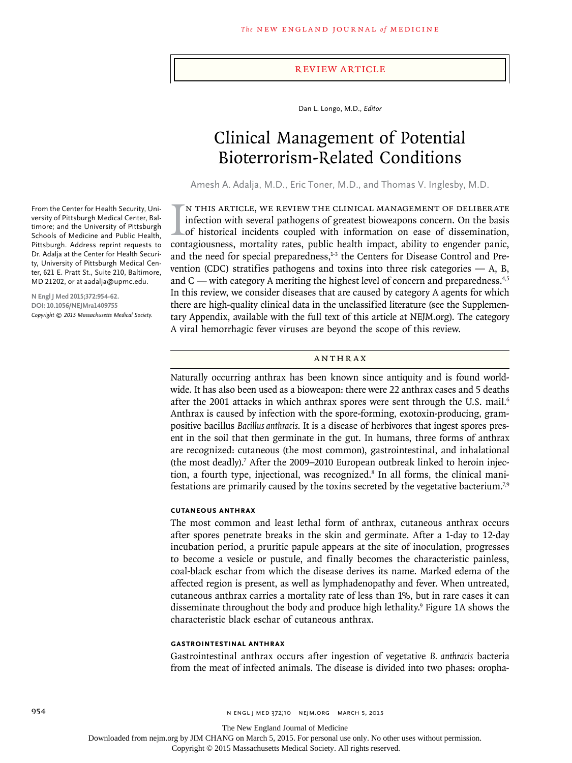# Review Article

Dan L. Longo, M.D., *Editor*

# Clinical Management of Potential Bioterrorism-Related Conditions

Amesh A. Adalja, M.D., Eric Toner, M.D., and Thomas V. Inglesby, M.D.

From the Center for Health Security, University of Pittsburgh Medical Center, Baltimore; and the University of Pittsburgh Schools of Medicine and Public Health, Pittsburgh. Address reprint requests to Dr. Adalja at the Center for Health Security, University of Pittsburgh Medical Center, 621 E. Pratt St., Suite 210, Baltimore, MD 21202, or at aadalja@upmc.edu.

N Engl J Med 2015;372:954-62.
DOI: 10.1056/NEJMra1409755
*Copyright © 2015 Massachusetts Medical Society.*

In this article, we review the clinical management of deliberate infection with several pathogens of greatest bioweapons concern. On the basis of historical incidents coupled with information on ease of dissemination, contagiousness, mortality rates, public health impact, ability to engender panic, and the need for special preparedness,[1-3] the Centers for Disease Control and Prevention (CDC) stratifies pathogens and toxins into three risk categories — A, B, and C — with category A meriting the highest level of concern and preparedness.[4,5] In this review, we consider diseases that are caused by category A agents for which there are high-quality clinical data in the unclassified literature (see the Supplementary Appendix, available with the full text of this article at NEJM.org). The category A viral hemorrhagic fever viruses are beyond the scope of this review.

## Anthrax

Naturally occurring anthrax has been known since antiquity and is found worldwide. It has also been used as a bioweapon: there were 22 anthrax cases and 5 deaths after the 2001 attacks in which anthrax spores were sent through the U.S. mail.[6] Anthrax is caused by infection with the spore-forming, exotoxin-producing, gram-positive bacillus *Bacillus anthracis.* It is a disease of herbivores that ingest spores present in the soil that then germinate in the gut. In humans, three forms of anthrax are recognized: cutaneous (the most common), gastrointestinal, and inhalational (the most deadly).[7] After the 2009–2010 European outbreak linked to heroin injection, a fourth type, injectional, was recognized.[8] In all forms, the clinical manifestations are primarily caused by the toxins secreted by the vegetative bacterium.[7,9]

### Cutaneous Anthrax

The most common and least lethal form of anthrax, cutaneous anthrax occurs after spores penetrate breaks in the skin and germinate. After a 1-day to 12-day incubation period, a pruritic papule appears at the site of inoculation, progresses to become a vesicle or pustule, and finally becomes the characteristic painless, coal-black eschar from which the disease derives its name. Marked edema of the affected region is present, as well as lymphadenopathy and fever. When untreated, cutaneous anthrax carries a mortality rate of less than 1%, but in rare cases it can disseminate throughout the body and produce high lethality.[9] Figure 1A shows the characteristic black eschar of cutaneous anthrax.

### Gastrointestinal Anthrax

Gastrointestinal anthrax occurs after ingestion of vegetative *B. anthracis* bacteria from the meat of infected animals. The disease is divided into two phases: oropha-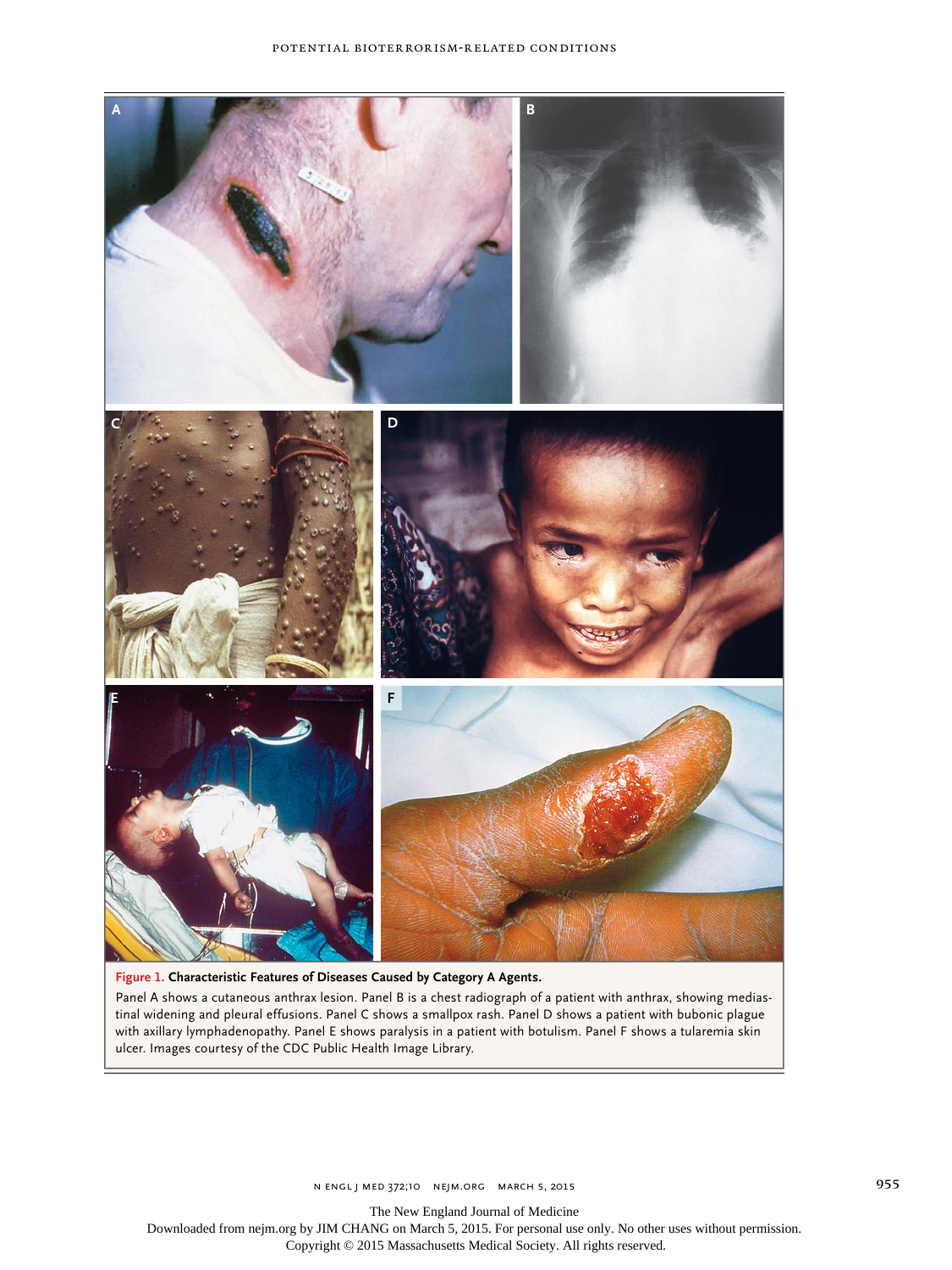**Figure 1. Characteristic Features of Diseases Caused by Category A Agents.**

Panel A shows a cutaneous anthrax lesion. Panel B is a chest radiograph of a patient with anthrax, showing mediastinal widening and pleural effusions. Panel C shows a smallpox rash. Panel D shows a patient with bubonic plague with axillary lymphadenopathy. Panel E shows paralysis in a patient with botulism. Panel F shows a tularemia skin ulcer. Images courtesy of the CDC Public Health Image Library.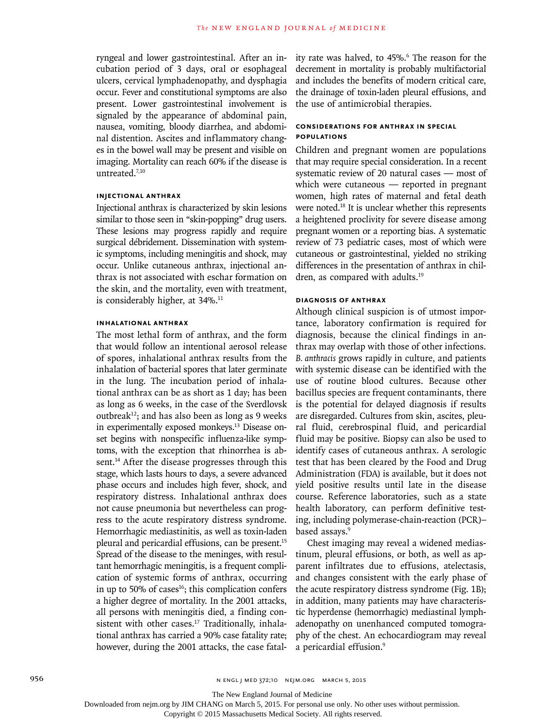ryngeal and lower gastrointestinal. After an incubation period of 3 days, oral or esophageal ulcers, cervical lymphadenopathy, and dysphagia occur. Fever and constitutional symptoms are also present. Lower gastrointestinal involvement is signaled by the appearance of abdominal pain, nausea, vomiting, bloody diarrhea, and abdominal distention. Ascites and inflammatory changes in the bowel wall may be present and visible on imaging. Mortality can reach 60% if the disease is untreated.[7,10]

#### INJECTIONAL ANTHRAX

Injectional anthrax is characterized by skin lesions similar to those seen in "skin-popping" drug users. These lesions may progress rapidly and require surgical débridement. Dissemination with systemic symptoms, including meningitis and shock, may occur. Unlike cutaneous anthrax, injectional anthrax is not associated with eschar formation on the skin, and the mortality, even with treatment, is considerably higher, at 34%.[11]

#### INHALATIONAL ANTHRAX

The most lethal form of anthrax, and the form that would follow an intentional aerosol release of spores, inhalational anthrax results from the inhalation of bacterial spores that later germinate in the lung. The incubation period of inhalational anthrax can be as short as 1 day; has been as long as 6 weeks, in the case of the Sverdlovsk outbreak[12]; and has also been as long as 9 weeks in experimentally exposed monkeys.[13] Disease onset begins with nonspecific influenza-like symptoms, with the exception that rhinorrhea is absent.[14] After the disease progresses through this stage, which lasts hours to days, a severe advanced phase occurs and includes high fever, shock, and respiratory distress. Inhalational anthrax does not cause pneumonia but nevertheless can progress to the acute respiratory distress syndrome. Hemorrhagic mediastinitis, as well as toxin-laden pleural and pericardial effusions, can be present.[15] Spread of the disease to the meninges, with resultant hemorrhagic meningitis, is a frequent complication of systemic forms of anthrax, occurring in up to 50% of cases[16]; this complication confers a higher degree of mortality. In the 2001 attacks, all persons with meningitis died, a finding consistent with other cases.[17] Traditionally, inhalational anthrax has carried a 90% case fatality rate; however, during the 2001 attacks, the case fatality rate was halved, to 45%.[6] The reason for the decrement in mortality is probably multifactorial and includes the benefits of modern critical care, the drainage of toxin-laden pleural effusions, and the use of antimicrobial therapies.

#### CONSIDERATIONS FOR ANTHRAX IN SPECIAL POPULATIONS

Children and pregnant women are populations that may require special consideration. In a recent systematic review of 20 natural cases — most of which were cutaneous — reported in pregnant women, high rates of maternal and fetal death were noted.[18] It is unclear whether this represents a heightened proclivity for severe disease among pregnant women or a reporting bias. A systematic review of 73 pediatric cases, most of which were cutaneous or gastrointestinal, yielded no striking differences in the presentation of anthrax in children, as compared with adults.[19]

#### DIAGNOSIS OF ANTHRAX

Although clinical suspicion is of utmost importance, laboratory confirmation is required for diagnosis, because the clinical findings in anthrax may overlap with those of other infections. *B. anthracis* grows rapidly in culture, and patients with systemic disease can be identified with the use of routine blood cultures. Because other bacillus species are frequent contaminants, there is the potential for delayed diagnosis if results are disregarded. Cultures from skin, ascites, pleural fluid, cerebrospinal fluid, and pericardial fluid may be positive. Biopsy can also be used to identify cases of cutaneous anthrax. A serologic test that has been cleared by the Food and Drug Administration (FDA) is available, but it does not yield positive results until late in the disease course. Reference laboratories, such as a state health laboratory, can perform definitive testing, including polymerase-chain-reaction (PCR)–based assays.[9]

Chest imaging may reveal a widened mediastinum, pleural effusions, or both, as well as apparent infiltrates due to effusions, atelectasis, and changes consistent with the early phase of the acute respiratory distress syndrome (Fig. 1B); in addition, many patients may have characteristic hyperdense (hemorrhagic) mediastinal lymphadenopathy on unenhanced computed tomography of the chest. An echocardiogram may reveal a pericardial effusion.[9]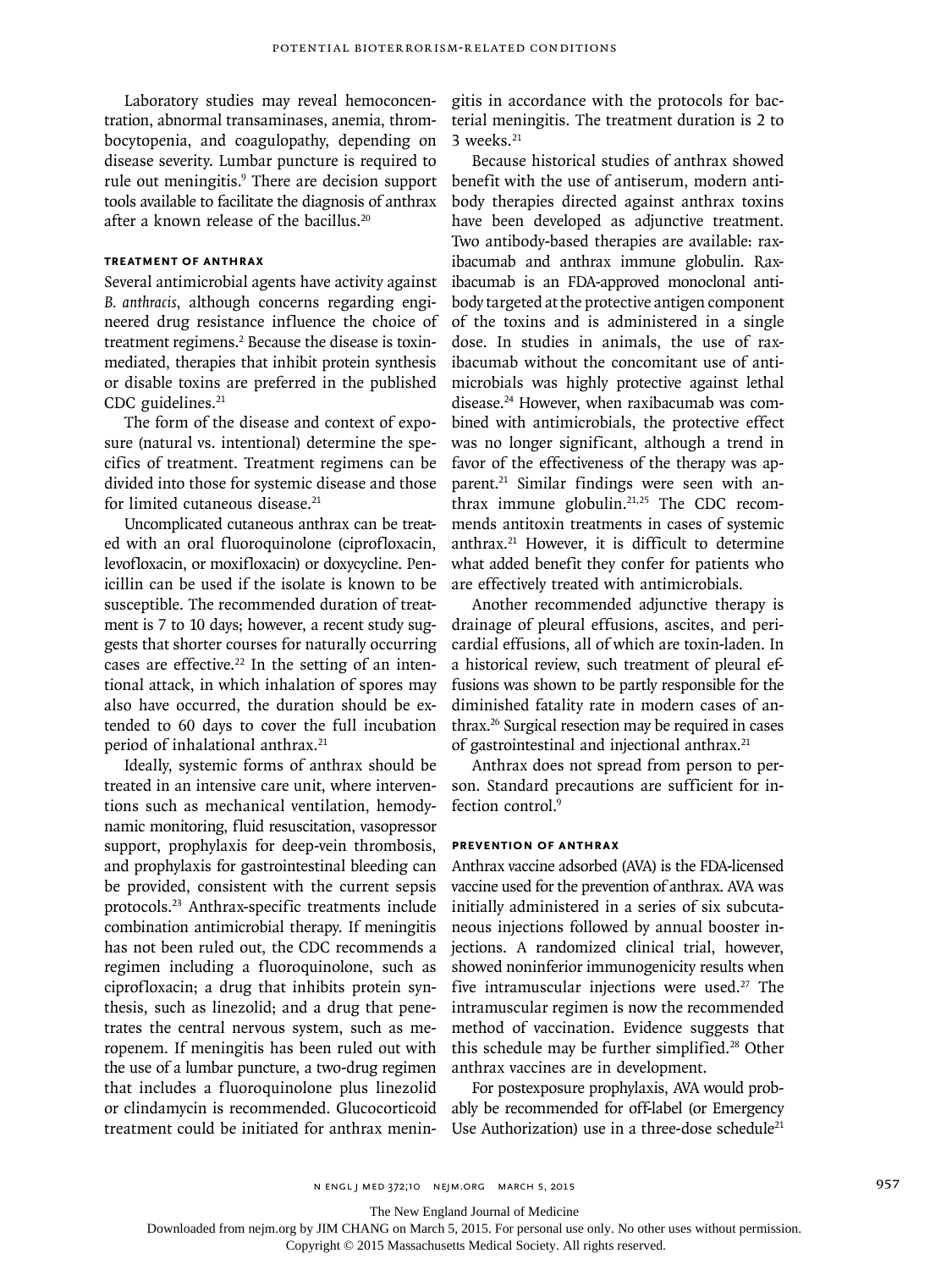Laboratory studies may reveal hemoconcentration, abnormal transaminases, anemia, thrombocytopenia, and coagulopathy, depending on disease severity. Lumbar puncture is required to rule out meningitis.[9] There are decision support tools available to facilitate the diagnosis of anthrax after a known release of the bacillus.[20]

### TREATMENT OF ANTHRAX

Several antimicrobial agents have activity against *B. anthracis*, although concerns regarding engineered drug resistance influence the choice of treatment regimens.[2] Because the disease is toxin-mediated, therapies that inhibit protein synthesis or disable toxins are preferred in the published CDC guidelines.[21]

The form of the disease and context of exposure (natural vs. intentional) determine the specifics of treatment. Treatment regimens can be divided into those for systemic disease and those for limited cutaneous disease.[21]

Uncomplicated cutaneous anthrax can be treated with an oral fluoroquinolone (ciprofloxacin, levofloxacin, or moxifloxacin) or doxycycline. Penicillin can be used if the isolate is known to be susceptible. The recommended duration of treatment is 7 to 10 days; however, a recent study suggests that shorter courses for naturally occurring cases are effective.[22] In the setting of an intentional attack, in which inhalation of spores may also have occurred, the duration should be extended to 60 days to cover the full incubation period of inhalational anthrax.[21]

Ideally, systemic forms of anthrax should be treated in an intensive care unit, where interventions such as mechanical ventilation, hemodynamic monitoring, fluid resuscitation, vasopressor support, prophylaxis for deep-vein thrombosis, and prophylaxis for gastrointestinal bleeding can be provided, consistent with the current sepsis protocols.[23] Anthrax-specific treatments include combination antimicrobial therapy. If meningitis has not been ruled out, the CDC recommends a regimen including a fluoroquinolone, such as ciprofloxacin; a drug that inhibits protein synthesis, such as linezolid; and a drug that penetrates the central nervous system, such as meropenem. If meningitis has been ruled out with the use of a lumbar puncture, a two-drug regimen that includes a fluoroquinolone plus linezolid or clindamycin is recommended. Glucocorticoid treatment could be initiated for anthrax meningitis in accordance with the protocols for bacterial meningitis. The treatment duration is 2 to 3 weeks.[21]

Because historical studies of anthrax showed benefit with the use of antiserum, modern antibody therapies directed against anthrax toxins have been developed as adjunctive treatment. Two antibody-based therapies are available: raxibacumab and anthrax immune globulin. Raxibacumab is an FDA-approved monoclonal antibody targeted at the protective antigen component of the toxins and is administered in a single dose. In studies in animals, the use of raxibacumab without the concomitant use of antimicrobials was highly protective against lethal disease.[24] However, when raxibacumab was combined with antimicrobials, the protective effect was no longer significant, although a trend in favor of the effectiveness of the therapy was apparent.[21] Similar findings were seen with anthrax immune globulin.[21,25] The CDC recommends antitoxin treatments in cases of systemic anthrax.[21] However, it is difficult to determine what added benefit they confer for patients who are effectively treated with antimicrobials.

Another recommended adjunctive therapy is drainage of pleural effusions, ascites, and pericardial effusions, all of which are toxin-laden. In a historical review, such treatment of pleural effusions was shown to be partly responsible for the diminished fatality rate in modern cases of anthrax.[26] Surgical resection may be required in cases of gastrointestinal and injectional anthrax.[21]

Anthrax does not spread from person to person. Standard precautions are sufficient for infection control.[9]

### PREVENTION OF ANTHRAX

Anthrax vaccine adsorbed (AVA) is the FDA-licensed vaccine used for the prevention of anthrax. AVA was initially administered in a series of six subcutaneous injections followed by annual booster injections. A randomized clinical trial, however, showed noninferior immunogenicity results when five intramuscular injections were used.[27] The intramuscular regimen is now the recommended method of vaccination. Evidence suggests that this schedule may be further simplified.[28] Other anthrax vaccines are in development.

For postexposure prophylaxis, AVA would probably be recommended for off-label (or Emergency Use Authorization) use in a three-dose schedule[21]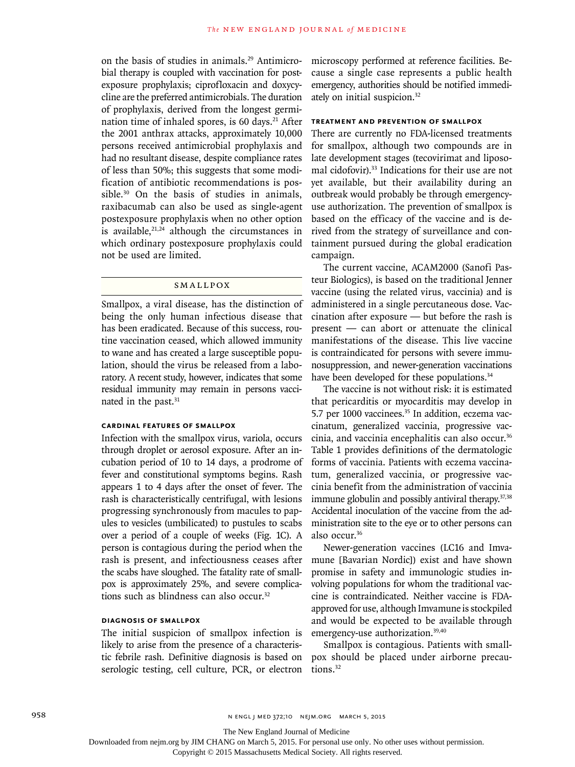on the basis of studies in animals.[29] Antimicrobial therapy is coupled with vaccination for postexposure prophylaxis; ciprofloxacin and doxycycline are the preferred antimicrobials. The duration of prophylaxis, derived from the longest germination time of inhaled spores, is 60 days.[21] After the 2001 anthrax attacks, approximately 10,000 persons received antimicrobial prophylaxis and had no resultant disease, despite compliance rates of less than 50%; this suggests that some modification of antibiotic recommendations is possible.[30] On the basis of studies in animals, raxibacumab can also be used as single-agent postexposure prophylaxis when no other option is available,[21,24] although the circumstances in which ordinary postexposure prophylaxis could not be used are limited.

## SMALLPOX

Smallpox, a viral disease, has the distinction of being the only human infectious disease that has been eradicated. Because of this success, routine vaccination ceased, which allowed immunity to wane and has created a large susceptible population, should the virus be released from a laboratory. A recent study, however, indicates that some residual immunity may remain in persons vaccinated in the past.[31]

### CARDINAL FEATURES OF SMALLPOX

Infection with the smallpox virus, variola, occurs through droplet or aerosol exposure. After an incubation period of 10 to 14 days, a prodrome of fever and constitutional symptoms begins. Rash appears 1 to 4 days after the onset of fever. The rash is characteristically centrifugal, with lesions progressing synchronously from macules to papules to vesicles (umbilicated) to pustules to scabs over a period of a couple of weeks (Fig. 1C). A person is contagious during the period when the rash is present, and infectiousness ceases after the scabs have sloughed. The fatality rate of smallpox is approximately 25%, and severe complications such as blindness can also occur.[32]

### DIAGNOSIS OF SMALLPOX

The initial suspicion of smallpox infection is likely to arise from the presence of a characteristic febrile rash. Definitive diagnosis is based on serologic testing, cell culture, PCR, or electron microscopy performed at reference facilities. Because a single case represents a public health emergency, authorities should be notified immediately on initial suspicion.[32]

### TREATMENT AND PREVENTION OF SMALLPOX

There are currently no FDA-licensed treatments for smallpox, although two compounds are in late development stages (tecovirimat and liposomal cidofovir).[33] Indications for their use are not yet available, but their availability during an outbreak would probably be through emergency-use authorization. The prevention of smallpox is based on the efficacy of the vaccine and is derived from the strategy of surveillance and containment pursued during the global eradication campaign.

The current vaccine, ACAM2000 (Sanofi Pasteur Biologics), is based on the traditional Jenner vaccine (using the related virus, vaccinia) and is administered in a single percutaneous dose. Vaccination after exposure — but before the rash is present — can abort or attenuate the clinical manifestations of the disease. This live vaccine is contraindicated for persons with severe immunosuppression, and newer-generation vaccinations have been developed for these populations.[34]

The vaccine is not without risk: it is estimated that pericarditis or myocarditis may develop in 5.7 per 1000 vaccinees.[35] In addition, eczema vaccinatum, generalized vaccinia, progressive vaccinia, and vaccinia encephalitis can also occur.[36] Table 1 provides definitions of the dermatologic forms of vaccinia. Patients with eczema vaccinatum, generalized vaccinia, or progressive vaccinia benefit from the administration of vaccinia immune globulin and possibly antiviral therapy.[37,38] Accidental inoculation of the vaccine from the administration site to the eye or to other persons can also occur.[36]

Newer-generation vaccines (LC16 and Imvamune [Bavarian Nordic]) exist and have shown promise in safety and immunologic studies involving populations for whom the traditional vaccine is contraindicated. Neither vaccine is FDA-approved for use, although Imvamune is stockpiled and would be expected to be available through emergency-use authorization.[39,40]

Smallpox is contagious. Patients with smallpox should be placed under airborne precautions.[32]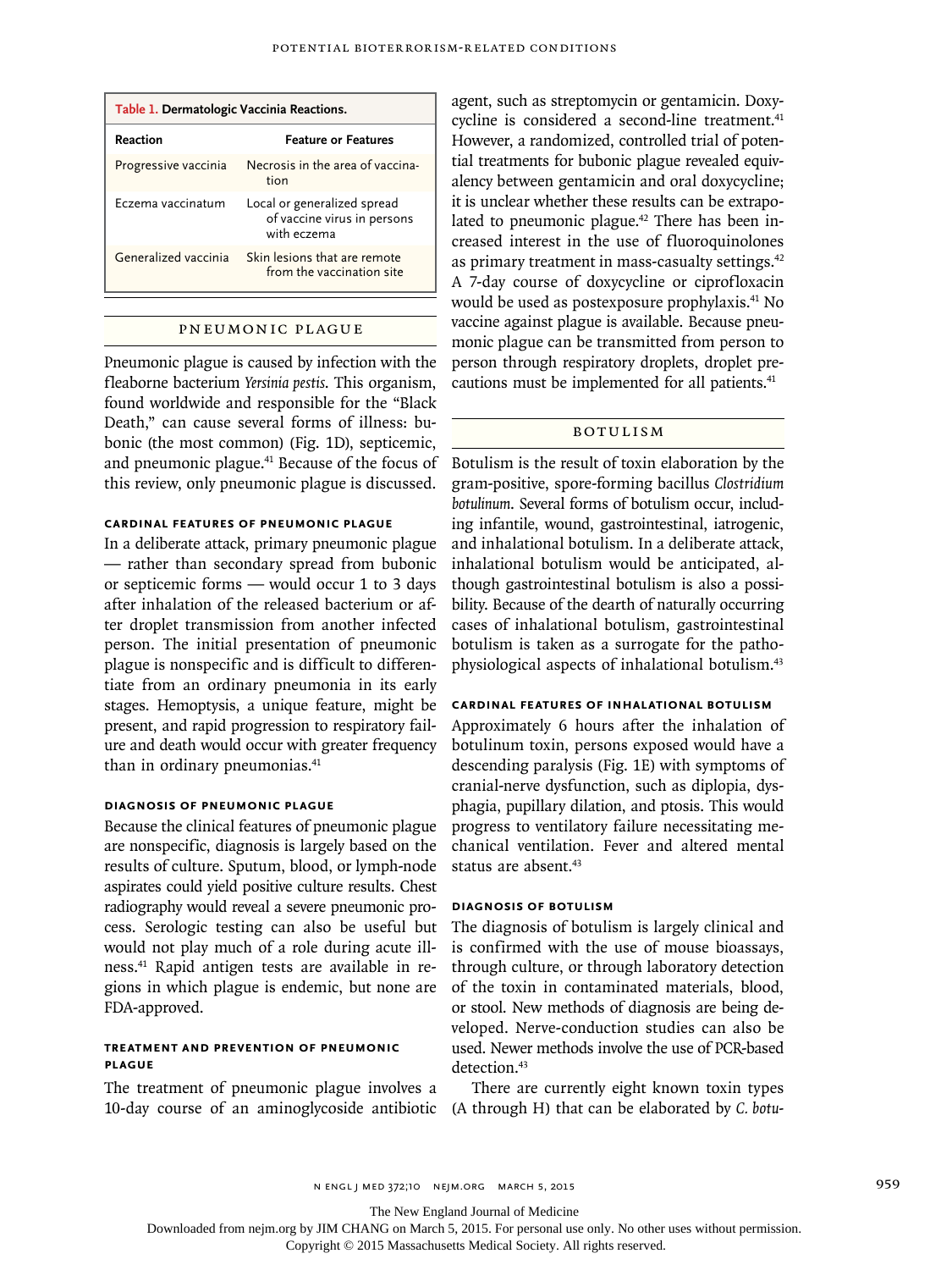**Table 1.** Dermatologic Vaccinia Reactions.

| Reaction | Feature or Features |
|---|---|
| Progressive vaccinia | Necrosis in the area of vaccination |
| Eczema vaccinatum | Local or generalized spread of vaccine virus in persons with eczema |
| Generalized vaccinia | Skin lesions that are remote from the vaccination site |

## PNEUMONIC PLAGUE

Pneumonic plague is caused by infection with the fleaborne bacterium *Yersinia pestis*. This organism, found worldwide and responsible for the "Black Death," can cause several forms of illness: bubonic (the most common) (Fig. 1D), septicemic, and pneumonic plague.[41] Because of the focus of this review, only pneumonic plague is discussed.

### CARDINAL FEATURES OF PNEUMONIC PLAGUE

In a deliberate attack, primary pneumonic plague — rather than secondary spread from bubonic or septicemic forms — would occur 1 to 3 days after inhalation of the released bacterium or after droplet transmission from another infected person. The initial presentation of pneumonic plague is nonspecific and is difficult to differentiate from an ordinary pneumonia in its early stages. Hemoptysis, a unique feature, might be present, and rapid progression to respiratory failure and death would occur with greater frequency than in ordinary pneumonias.[41]

### DIAGNOSIS OF PNEUMONIC PLAGUE

Because the clinical features of pneumonic plague are nonspecific, diagnosis is largely based on the results of culture. Sputum, blood, or lymph-node aspirates could yield positive culture results. Chest radiography would reveal a severe pneumonic process. Serologic testing can also be useful but would not play much of a role during acute illness.[41] Rapid antigen tests are available in regions in which plague is endemic, but none are FDA-approved.

### TREATMENT AND PREVENTION OF PNEUMONIC PLAGUE

The treatment of pneumonic plague involves a 10-day course of an aminoglycoside antibiotic agent, such as streptomycin or gentamicin. Doxycycline is considered a second-line treatment.[41] However, a randomized, controlled trial of potential treatments for bubonic plague revealed equivalency between gentamicin and oral doxycycline; it is unclear whether these results can be extrapolated to pneumonic plague.[42] There has been increased interest in the use of fluoroquinolones as primary treatment in mass-casualty settings.[42] A 7-day course of doxycycline or ciprofloxacin would be used as postexposure prophylaxis.[41] No vaccine against plague is available. Because pneumonic plague can be transmitted from person to person through respiratory droplets, droplet precautions must be implemented for all patients.[41]

## BOTULISM

Botulism is the result of toxin elaboration by the gram-positive, spore-forming bacillus *Clostridium botulinum*. Several forms of botulism occur, including infantile, wound, gastrointestinal, iatrogenic, and inhalational botulism. In a deliberate attack, inhalational botulism would be anticipated, although gastrointestinal botulism is also a possibility. Because of the dearth of naturally occurring cases of inhalational botulism, gastrointestinal botulism is taken as a surrogate for the pathophysiological aspects of inhalational botulism.[43]

### CARDINAL FEATURES OF INHALATIONAL BOTULISM

Approximately 6 hours after the inhalation of botulinum toxin, persons exposed would have a descending paralysis (Fig. 1E) with symptoms of cranial-nerve dysfunction, such as diplopia, dysphagia, pupillary dilation, and ptosis. This would progress to ventilatory failure necessitating mechanical ventilation. Fever and altered mental status are absent.[43]

### DIAGNOSIS OF BOTULISM

The diagnosis of botulism is largely clinical and is confirmed with the use of mouse bioassays, through culture, or through laboratory detection of the toxin in contaminated materials, blood, or stool. New methods of diagnosis are being developed. Nerve-conduction studies can also be used. Newer methods involve the use of PCR-based detection.[43]

There are currently eight known toxin types (A through H) that can be elaborated by *C. botu-*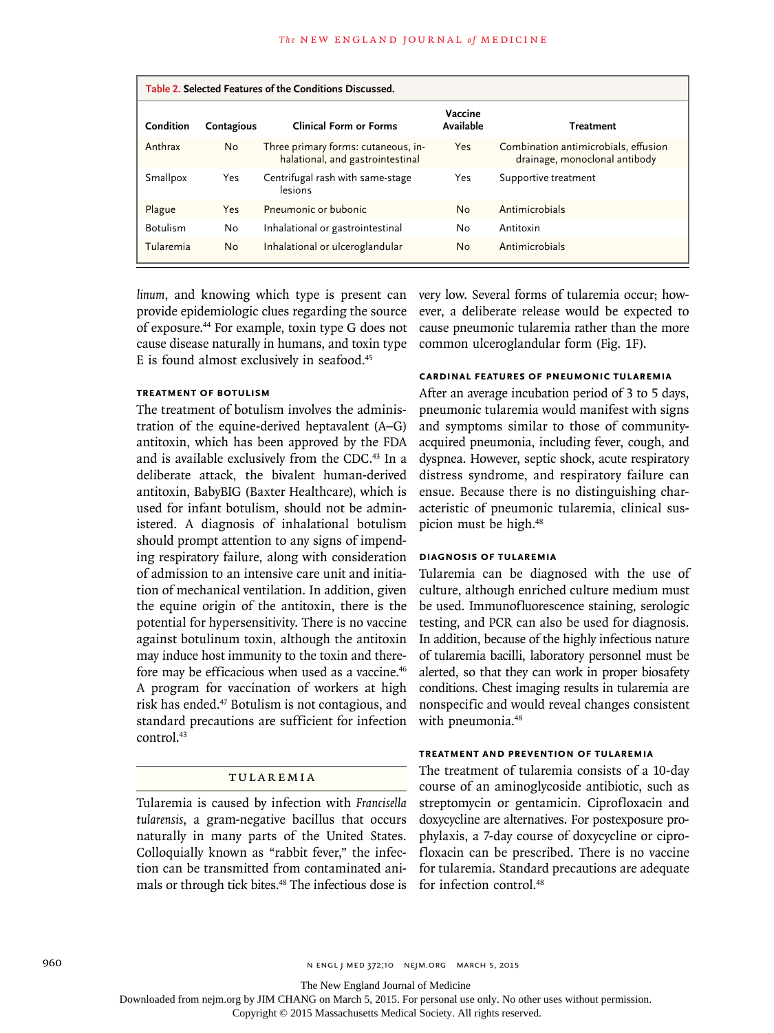**Table 2. Selected Features of the Conditions Discussed.**

| Condition | Contagious | Clinical Form or Forms | Vaccine Available | Treatment |
|---|---|---|---|---|
| Anthrax | No | Three primary forms: cutaneous, inhalational, and gastrointestinal | Yes | Combination antimicrobials, effusion drainage, monoclonal antibody |
| Smallpox | Yes | Centrifugal rash with same-stage lesions | Yes | Supportive treatment |
| Plague | Yes | Pneumonic or bubonic | No | Antimicrobials |
| Botulism | No | Inhalational or gastrointestinal | No | Antitoxin |
| Tularemia | No | Inhalational or ulceroglandular | No | Antimicrobials |

*linum*, and knowing which type is present can provide epidemiologic clues regarding the source of exposure.[44] For example, toxin type G does not cause disease naturally in humans, and toxin type E is found almost exclusively in seafood.[45]

#### TREATMENT OF BOTULISM

The treatment of botulism involves the administration of the equine-derived heptavalent (A–G) antitoxin, which has been approved by the FDA and is available exclusively from the CDC.[43] In a deliberate attack, the bivalent human-derived antitoxin, BabyBIG (Baxter Healthcare), which is used for infant botulism, should not be administered. A diagnosis of inhalational botulism should prompt attention to any signs of impending respiratory failure, along with consideration of admission to an intensive care unit and initiation of mechanical ventilation. In addition, given the equine origin of the antitoxin, there is the potential for hypersensitivity. There is no vaccine against botulinum toxin, although the antitoxin may induce host immunity to the toxin and therefore may be efficacious when used as a vaccine.[46] A program for vaccination of workers at high risk has ended.[47] Botulism is not contagious, and standard precautions are sufficient for infection control.[43]

## TULAREMIA

Tularemia is caused by infection with *Francisella tularensis*, a gram-negative bacillus that occurs naturally in many parts of the United States. Colloquially known as "rabbit fever," the infection can be transmitted from contaminated animals or through tick bites.[48] The infectious dose is very low. Several forms of tularemia occur; however, a deliberate release would be expected to cause pneumonic tularemia rather than the more common ulceroglandular form (Fig. 1F).

#### CARDINAL FEATURES OF PNEUMONIC TULAREMIA

After an average incubation period of 3 to 5 days, pneumonic tularemia would manifest with signs and symptoms similar to those of community-acquired pneumonia, including fever, cough, and dyspnea. However, septic shock, acute respiratory distress syndrome, and respiratory failure can ensue. Because there is no distinguishing characteristic of pneumonic tularemia, clinical suspicion must be high.[48]

#### DIAGNOSIS OF TULAREMIA

Tularemia can be diagnosed with the use of culture, although enriched culture medium must be used. Immunofluorescence staining, serologic testing, and PCR can also be used for diagnosis. In addition, because of the highly infectious nature of tularemia bacilli, laboratory personnel must be alerted, so that they can work in proper biosafety conditions. Chest imaging results in tularemia are nonspecific and would reveal changes consistent with pneumonia.[48]

#### TREATMENT AND PREVENTION OF TULAREMIA

The treatment of tularemia consists of a 10-day course of an aminoglycoside antibiotic, such as streptomycin or gentamicin. Ciprofloxacin and doxycycline are alternatives. For postexposure prophylaxis, a 7-day course of doxycycline or ciprofloxacin can be prescribed. There is no vaccine for tularemia. Standard precautions are adequate for infection control.[48]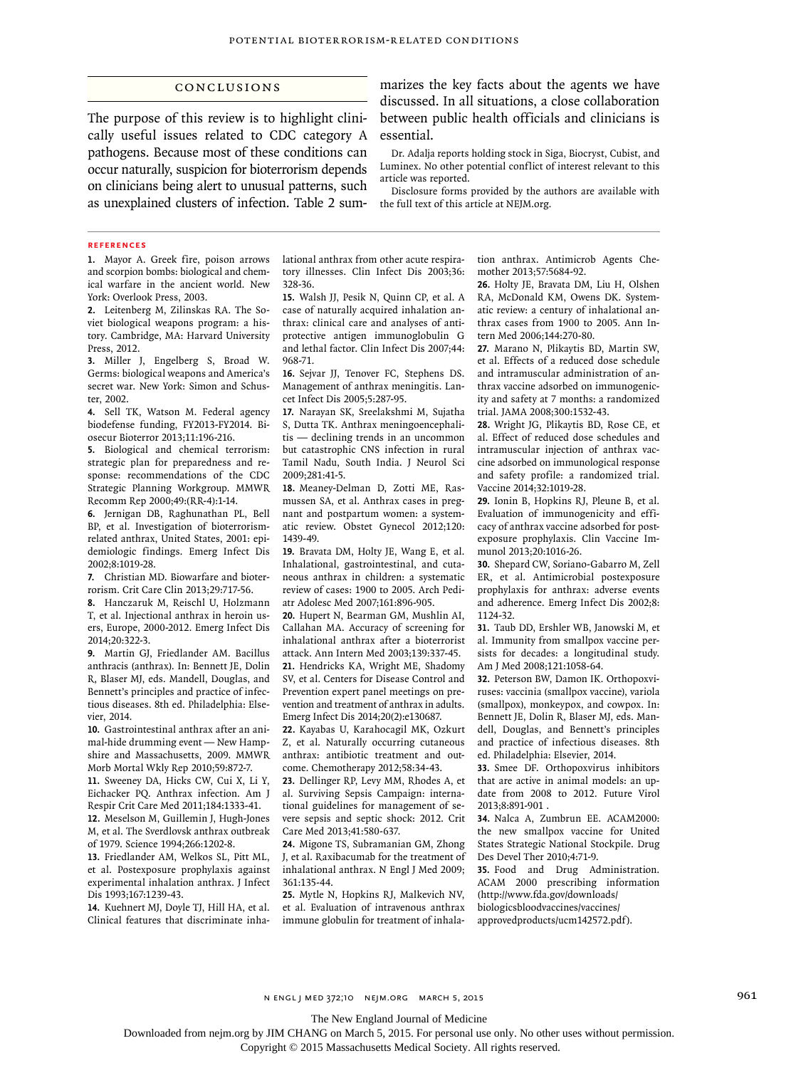## CONCLUSIONS

The purpose of this review is to highlight clinically useful issues related to CDC category A pathogens. Because most of these conditions can occur naturally, suspicion for bioterrorism depends on clinicians being alert to unusual patterns, such as unexplained clusters of infection. Table 2 summarizes the key facts about the agents we have discussed. In all situations, a close collaboration between public health officials and clinicians is essential.

Dr. Adalja reports holding stock in Siga, Biocryst, Cubist, and Luminex. No other potential conflict of interest relevant to this article was reported.

Disclosure forms provided by the authors are available with the full text of this article at NEJM.org.

## REFERENCES

1. Mayor A. Greek fire, poison arrows and scorpion bombs: biological and chemical warfare in the ancient world. New York: Overlook Press, 2003.
2. Leitenberg M, Zilinskas RA. The Soviet biological weapons program: a history. Cambridge, MA: Harvard University Press, 2012.
3. Miller J, Engelberg S, Broad W. Germs: biological weapons and America's secret war. New York: Simon and Schuster, 2002.
4. Sell TK, Watson M. Federal agency biodefense funding, FY2013-FY2014. Biosecur Bioterror 2013;11:196-216.
5. Biological and chemical terrorism: strategic plan for preparedness and response: recommendations of the CDC Strategic Planning Workgroup. MMWR Recomm Rep 2000;49:(RR-4):1-14.
6. Jernigan DB, Raghunathan PL, Bell BP, et al. Investigation of bioterrorism-related anthrax, United States, 2001: epidemiologic findings. Emerg Infect Dis 2002;8:1019-28.
7. Christian MD. Biowarfare and bioterrorism. Crit Care Clin 2013;29:717-56.
8. Hanczaruk M, Reischl U, Holzmann T, et al. Injectional anthrax in heroin users, Europe, 2000-2012. Emerg Infect Dis 2014;20:322-3.
9. Martin GJ, Friedlander AM. Bacillus anthracis (anthrax). In: Bennett JE, Dolin R, Blaser MJ, eds. Mandell, Douglas, and Bennett's principles and practice of infectious diseases. 8th ed. Philadelphia: Elsevier, 2014.
10. Gastrointestinal anthrax after an animal-hide drumming event — New Hampshire and Massachusetts, 2009. MMWR Morb Mortal Wkly Rep 2010;59:872-7.
11. Sweeney DA, Hicks CW, Cui X, Li Y, Eichacker PQ. Anthrax infection. Am J Respir Crit Care Med 2011;184:1333-41.
12. Meselson M, Guillemin J, Hugh-Jones M, et al. The Sverdlovsk anthrax outbreak of 1979. Science 1994;266:1202-8.
13. Friedlander AM, Welkos SL, Pitt ML, et al. Postexposure prophylaxis against experimental inhalation anthrax. J Infect Dis 1993;167:1239-43.
14. Kuehnert MJ, Doyle TJ, Hill HA, et al. Clinical features that discriminate inhalational anthrax from other acute respiratory illnesses. Clin Infect Dis 2003;36:328-36.
15. Walsh JJ, Pesik N, Quinn CP, et al. A case of naturally acquired inhalation anthrax: clinical care and analyses of anti-protective antigen immunoglobulin G and lethal factor. Clin Infect Dis 2007;44:968-71.
16. Sejvar JJ, Tenover FC, Stephens DS. Management of anthrax meningitis. Lancet Infect Dis 2005;5:287-95.
17. Narayan SK, Sreelakshmi M, Sujatha S, Dutta TK. Anthrax meningoencephalitis — declining trends in an uncommon but catastrophic CNS infection in rural Tamil Nadu, South India. J Neurol Sci 2009;281:41-5.
18. Meaney-Delman D, Zotti ME, Rasmussen SA, et al. Anthrax cases in pregnant and postpartum women: a systematic review. Obstet Gynecol 2012;120:1439-49.
19. Bravata DM, Holty JE, Wang E, et al. Inhalational, gastrointestinal, and cutaneous anthrax in children: a systematic review of cases: 1900 to 2005. Arch Pediatr Adolesc Med 2007;161:896-905.
20. Hupert N, Bearman GM, Mushlin AI, Callahan MA. Accuracy of screening for inhalational anthrax after a bioterrorist attack. Ann Intern Med 2003;139:337-45.
21. Hendricks KA, Wright ME, Shadomy SV, et al. Centers for Disease Control and Prevention expert panel meetings on prevention and treatment of anthrax in adults. Emerg Infect Dis 2014;20(2):e130687.
22. Kayabas U, Karahocagil MK, Ozkurt Z, et al. Naturally occurring cutaneous anthrax: antibiotic treatment and outcome. Chemotherapy 2012;58:34-43.
23. Dellinger RP, Levy MM, Rhodes A, et al. Surviving Sepsis Campaign: international guidelines for management of severe sepsis and septic shock: 2012. Crit Care Med 2013;41:580-637.
24. Migone TS, Subramanian GM, Zhong J, et al. Raxibacumab for the treatment of inhalational anthrax. N Engl J Med 2009;361:135-44.
25. Mytle N, Hopkins RJ, Malkevich NV, et al. Evaluation of intravenous anthrax immune globulin for treatment of inhalation anthrax. Antimicrob Agents Chemother 2013;57:5684-92.
26. Holty JE, Bravata DM, Liu H, Olshen RA, McDonald KM, Owens DK. Systematic review: a century of inhalational anthrax cases from 1900 to 2005. Ann Intern Med 2006;144:270-80.
27. Marano N, Plikaytis BD, Martin SW, et al. Effects of a reduced dose schedule and intramuscular administration of anthrax vaccine adsorbed on immunogenicity and safety at 7 months: a randomized trial. JAMA 2008;300:1532-43.
28. Wright JG, Plikaytis BD, Rose CE, et al. Effect of reduced dose schedules and intramuscular injection of anthrax vaccine adsorbed on immunological response and safety profile: a randomized trial. Vaccine 2014;32:1019-28.
29. Ionin B, Hopkins RJ, Pleune B, et al. Evaluation of immunogenicity and efficacy of anthrax vaccine adsorbed for postexposure prophylaxis. Clin Vaccine Immunol 2013;20:1016-26.
30. Shepard CW, Soriano-Gabarro M, Zell ER, et al. Antimicrobial postexposure prophylaxis for anthrax: adverse events and adherence. Emerg Infect Dis 2002;8:1124-32.
31. Taub DD, Ershler WB, Janowski M, et al. Immunity from smallpox vaccine persists for decades: a longitudinal study. Am J Med 2008;121:1058-64.
32. Peterson BW, Damon IK. Orthopoxviruses: vaccinia (smallpox vaccine), variola (smallpox), monkeypox, and cowpox. In: Bennett JE, Dolin R, Blaser MJ, eds. Mandell, Douglas, and Bennett's principles and practice of infectious diseases. 8th ed. Philadelphia: Elsevier, 2014.
33. Smee DF. Orthopoxvirus inhibitors that are active in animal models: an update from 2008 to 2012. Future Virol 2013;8:891-901 .
34. Nalca A, Zumbrun EE. ACAM2000: the new smallpox vaccine for United States Strategic National Stockpile. Drug Des Devel Ther 2010;4:71-9.
35. Food and Drug Administration. ACAM 2000 prescribing information (http://www.fda.gov/downloads/biologicsbloodvaccines/vaccines/approvedproducts/ucm142572.pdf).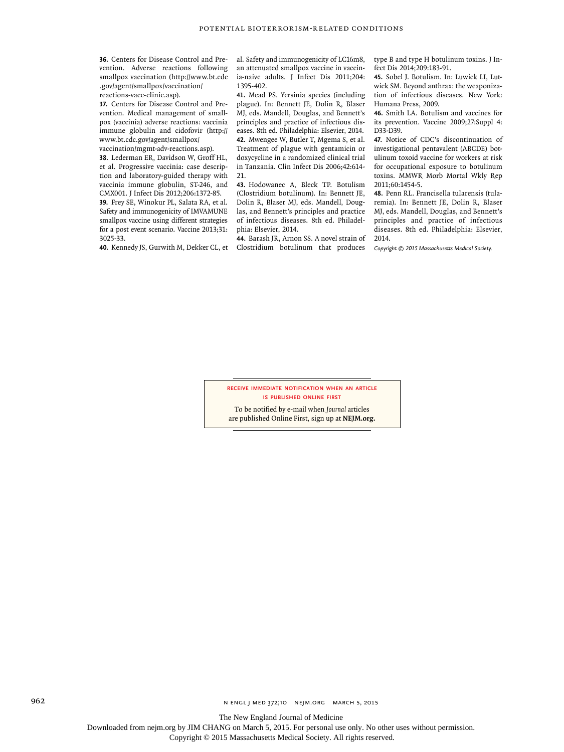**36.** Centers for Disease Control and Prevention. Adverse reactions following smallpox vaccination (http://www.bt.cdc.gov/agent/smallpox/vaccination/reactions-vacc-clinic.asp).

**37.** Centers for Disease Control and Prevention. Medical management of smallpox (vaccinia) adverse reactions: vaccinia immune globulin and cidofovir (http://www.bt.cdc.gov/agent/smallpox/vaccination/mgmt-adv-reactions.asp).

**38.** Lederman ER, Davidson W, Groff HL, et al. Progressive vaccinia: case description and laboratory-guided therapy with vaccinia immune globulin, ST-246, and CMX001. J Infect Dis 2012;206:1372-85.

**39.** Frey SE, Winokur PL, Salata RA, et al. Safety and immunogenicity of IMVAMUNE smallpox vaccine using different strategies for a post event scenario. Vaccine 2013;31:3025-33.

**40.** Kennedy JS, Gurwith M, Dekker CL, et al. Safety and immunogenicity of LC16m8, an attenuated smallpox vaccine in vaccinia-naive adults. J Infect Dis 2011;204:1395-402.

**41.** Mead PS. Yersinia species (including plague). In: Bennett JE, Dolin R, Blaser MJ, eds. Mandell, Douglas, and Bennett's principles and practice of infectious diseases. 8th ed. Philadelphia: Elsevier, 2014.

**42.** Mwengee W, Butler T, Mgema S, et al. Treatment of plague with gentamicin or doxycycline in a randomized clinical trial in Tanzania. Clin Infect Dis 2006;42:614-21.

**43.** Hodowanec A, Bleck TP. Botulism (Clostridium botulinum). In: Bennett JE, Dolin R, Blaser MJ, eds. Mandell, Douglas, and Bennett's principles and practice of infectious diseases. 8th ed. Philadelphia: Elsevier, 2014.

**44.** Barash JR, Arnon SS. A novel strain of Clostridium botulinum that produces type B and type H botulinum toxins. J Infect Dis 2014;209:183-91.

**45.** Sobel J. Botulism. In: Luwick LI, Lutwick SM. Beyond anthrax: the weaponization of infectious diseases. New York: Humana Press, 2009.

**46.** Smith LA. Botulism and vaccines for its prevention. Vaccine 2009;27:Suppl 4:D33-D39.

**47.** Notice of CDC's discontinuation of investigational pentavalent (ABCDE) botulinum toxoid vaccine for workers at risk for occupational exposure to botulinum toxins. MMWR Morb Mortal Wkly Rep 2011;60:1454-5.

**48.** Penn RL. Francisella tularensis (tularemia). In: Bennett JE, Dolin R, Blaser MJ, eds. Mandell, Douglas, and Bennett's principles and practice of infectious diseases. 8th ed. Philadelphia: Elsevier, 2014.

*Copyright © 2015 Massachusetts Medical Society.*

RECEIVE IMMEDIATE NOTIFICATION WHEN AN ARTICLE IS PUBLISHED ONLINE FIRST

To be notified by e-mail when *Journal* articles are published Online First, sign up at **NEJM.org.**